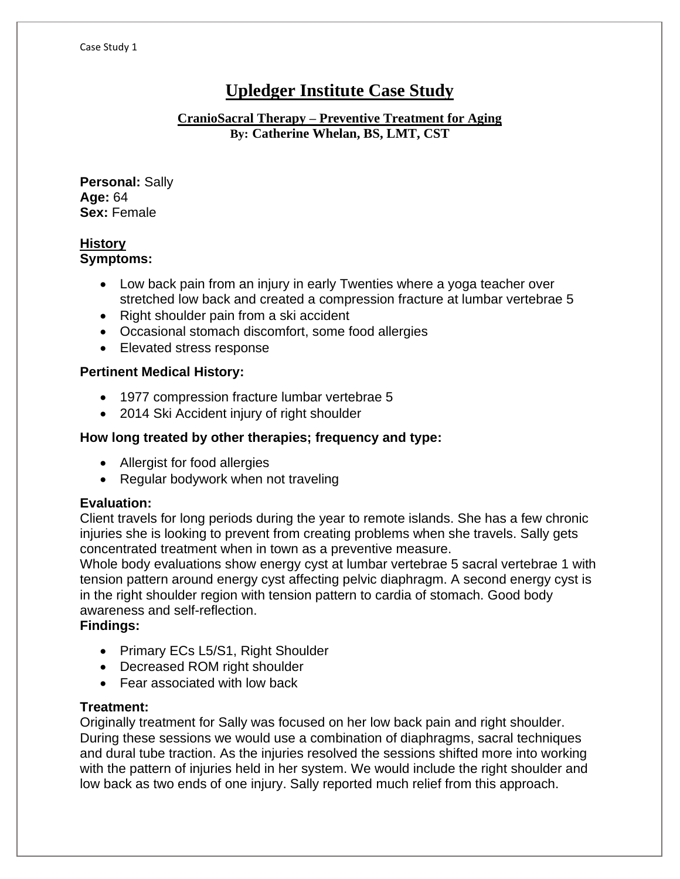# Upledger Institute Case Study

## CranioSacral Therapy – Preventive Treatment for Aging

**By: Catherine Whelan, BS, LMT, CST**

**Personal:** Sally
**Age:** 64
**Sex:** Female

### History

**Symptoms:**

- Low back pain from an injury in early Twenties where a yoga teacher over stretched low back and created a compression fracture at lumbar vertebrae 5
- Right shoulder pain from a ski accident
- Occasional stomach discomfort, some food allergies
- Elevated stress response

**Pertinent Medical History:**

- 1977 compression fracture lumbar vertebrae 5
- 2014 Ski Accident injury of right shoulder

**How long treated by other therapies; frequency and type:**

- Allergist for food allergies
- Regular bodywork when not traveling

**Evaluation:**
Client travels for long periods during the year to remote islands. She has a few chronic injuries she is looking to prevent from creating problems when she travels. Sally gets concentrated treatment when in town as a preventive measure.
Whole body evaluations show energy cyst at lumbar vertebrae 5 sacral vertebrae 1 with tension pattern around energy cyst affecting pelvic diaphragm. A second energy cyst is in the right shoulder region with tension pattern to cardia of stomach. Good body awareness and self-reflection.

**Findings:**

- Primary ECs L5/S1, Right Shoulder
- Decreased ROM right shoulder
- Fear associated with low back

**Treatment:**
Originally treatment for Sally was focused on her low back pain and right shoulder. During these sessions we would use a combination of diaphragms, sacral techniques and dural tube traction. As the injuries resolved the sessions shifted more into working with the pattern of injuries held in her system. We would include the right shoulder and low back as two ends of one injury. Sally reported much relief from this approach.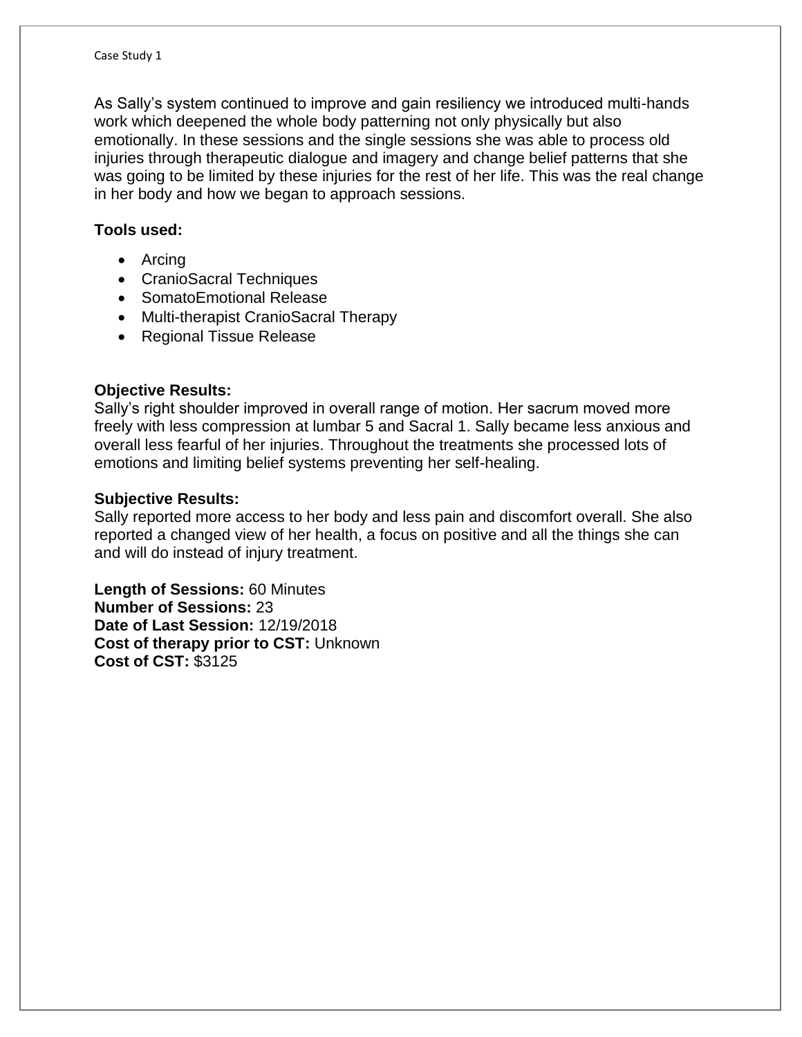As Sally's system continued to improve and gain resiliency we introduced multi-hands work which deepened the whole body patterning not only physically but also emotionally. In these sessions and the single sessions she was able to process old injuries through therapeutic dialogue and imagery and change belief patterns that she was going to be limited by these injuries for the rest of her life. This was the real change in her body and how we began to approach sessions.

**Tools used:**

- Arcing
- CranioSacral Techniques
- SomatoEmotional Release
- Multi-therapist CranioSacral Therapy
- Regional Tissue Release

**Objective Results:**
Sally's right shoulder improved in overall range of motion. Her sacrum moved more freely with less compression at lumbar 5 and Sacral 1. Sally became less anxious and overall less fearful of her injuries. Throughout the treatments she processed lots of emotions and limiting belief systems preventing her self-healing.

**Subjective Results:**
Sally reported more access to her body and less pain and discomfort overall. She also reported a changed view of her health, a focus on positive and all the things she can and will do instead of injury treatment.

**Length of Sessions:** 60 Minutes
**Number of Sessions:** 23
**Date of Last Session:** 12/19/2018
**Cost of therapy prior to CST:** Unknown
**Cost of CST:** $3125